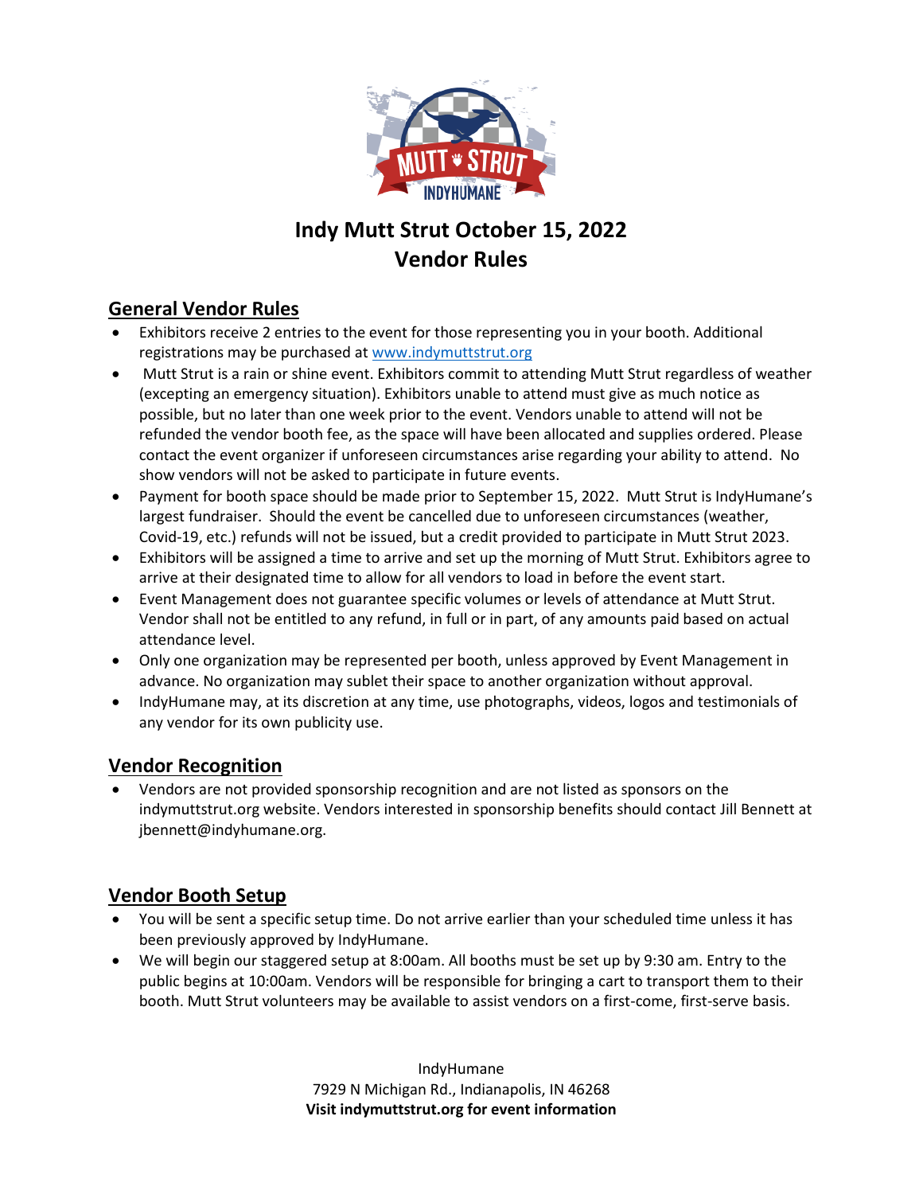# Indy Mutt Strut October 15, 2022
# Vendor Rules

## General Vendor Rules

- Exhibitors receive 2 entries to the event for those representing you in your booth. Additional registrations may be purchased at www.indymuttstrut.org
- Mutt Strut is a rain or shine event. Exhibitors commit to attending Mutt Strut regardless of weather (excepting an emergency situation). Exhibitors unable to attend must give as much notice as possible, but no later than one week prior to the event. Vendors unable to attend will not be refunded the vendor booth fee, as the space will have been allocated and supplies ordered. Please contact the event organizer if unforeseen circumstances arise regarding your ability to attend. No show vendors will not be asked to participate in future events.
- Payment for booth space should be made prior to September 15, 2022. Mutt Strut is IndyHumane's largest fundraiser. Should the event be cancelled due to unforeseen circumstances (weather, Covid-19, etc.) refunds will not be issued, but a credit provided to participate in Mutt Strut 2023.
- Exhibitors will be assigned a time to arrive and set up the morning of Mutt Strut. Exhibitors agree to arrive at their designated time to allow for all vendors to load in before the event start.
- Event Management does not guarantee specific volumes or levels of attendance at Mutt Strut. Vendor shall not be entitled to any refund, in full or in part, of any amounts paid based on actual attendance level.
- Only one organization may be represented per booth, unless approved by Event Management in advance. No organization may sublet their space to another organization without approval.
- IndyHumane may, at its discretion at any time, use photographs, videos, logos and testimonials of any vendor for its own publicity use.

## Vendor Recognition

- Vendors are not provided sponsorship recognition and are not listed as sponsors on the indymuttstrut.org website. Vendors interested in sponsorship benefits should contact Jill Bennett at jbennett@indyhumane.org.

## Vendor Booth Setup

- You will be sent a specific setup time. Do not arrive earlier than your scheduled time unless it has been previously approved by IndyHumane.
- We will begin our staggered setup at 8:00am. All booths must be set up by 9:30 am. Entry to the public begins at 10:00am. Vendors will be responsible for bringing a cart to transport them to their booth. Mutt Strut volunteers may be available to assist vendors on a first-come, first-serve basis.

IndyHumane
7929 N Michigan Rd., Indianapolis, IN 46268
**Visit indymuttstrut.org for event information**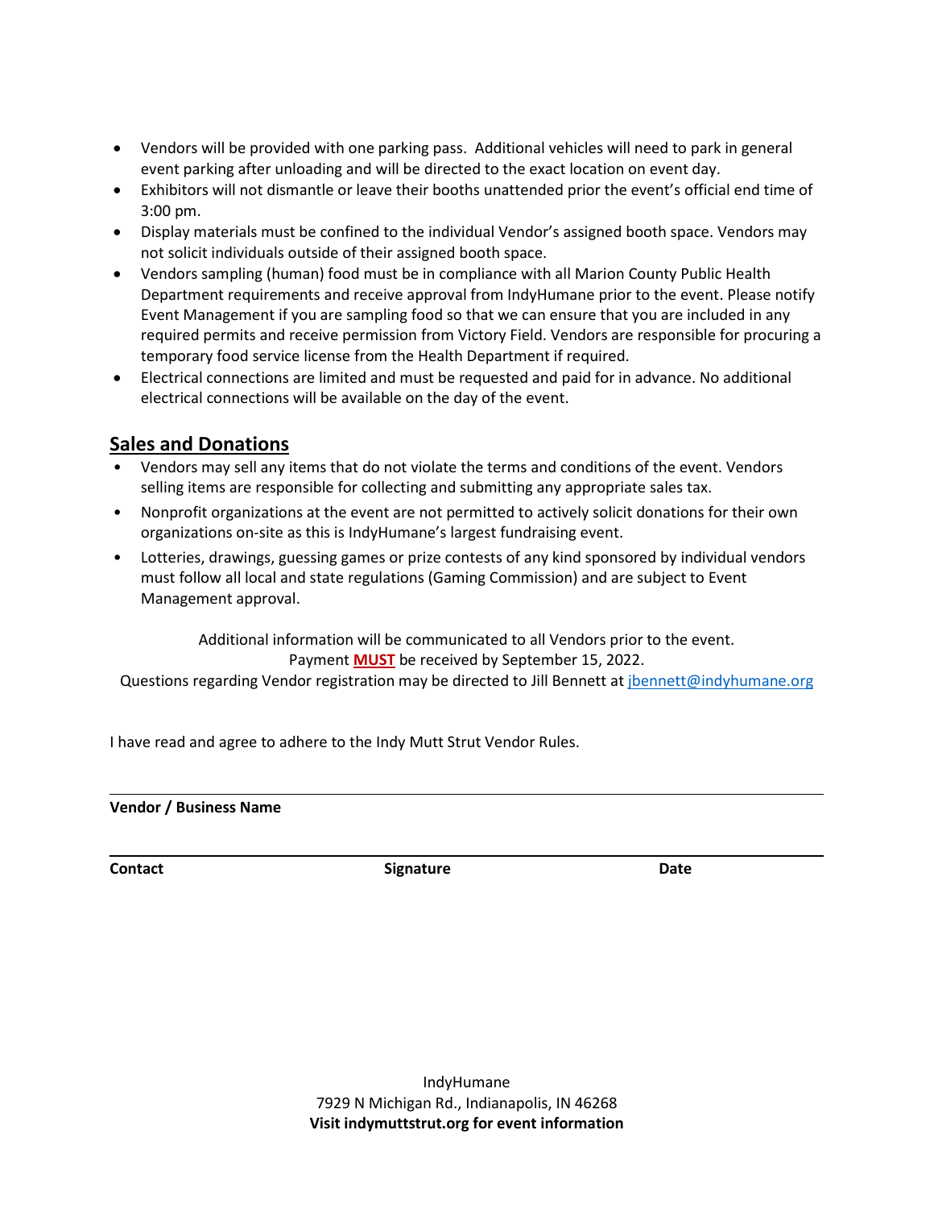- Vendors will be provided with one parking pass. Additional vehicles will need to park in general event parking after unloading and will be directed to the exact location on event day.
- Exhibitors will not dismantle or leave their booths unattended prior the event's official end time of 3:00 pm.
- Display materials must be confined to the individual Vendor's assigned booth space. Vendors may not solicit individuals outside of their assigned booth space.
- Vendors sampling (human) food must be in compliance with all Marion County Public Health Department requirements and receive approval from IndyHumane prior to the event. Please notify Event Management if you are sampling food so that we can ensure that you are included in any required permits and receive permission from Victory Field. Vendors are responsible for procuring a temporary food service license from the Health Department if required.
- Electrical connections are limited and must be requested and paid for in advance. No additional electrical connections will be available on the day of the event.

## Sales and Donations

- Vendors may sell any items that do not violate the terms and conditions of the event. Vendors selling items are responsible for collecting and submitting any appropriate sales tax.
- Nonprofit organizations at the event are not permitted to actively solicit donations for their own organizations on-site as this is IndyHumane's largest fundraising event.
- Lotteries, drawings, guessing games or prize contests of any kind sponsored by individual vendors must follow all local and state regulations (Gaming Commission) and are subject to Event Management approval.

Additional information will be communicated to all Vendors prior to the event.
Payment **MUST** be received by September 15, 2022.
Questions regarding Vendor registration may be directed to Jill Bennett at jbennett@indyhumane.org

I have read and agree to adhere to the Indy Mutt Strut Vendor Rules.

______________________________________________

**Vendor / Business Name**

______________________________________________

**Contact** **Signature** **Date**

IndyHumane
7929 N Michigan Rd., Indianapolis, IN 46268
**Visit indymuttstrut.org for event information**